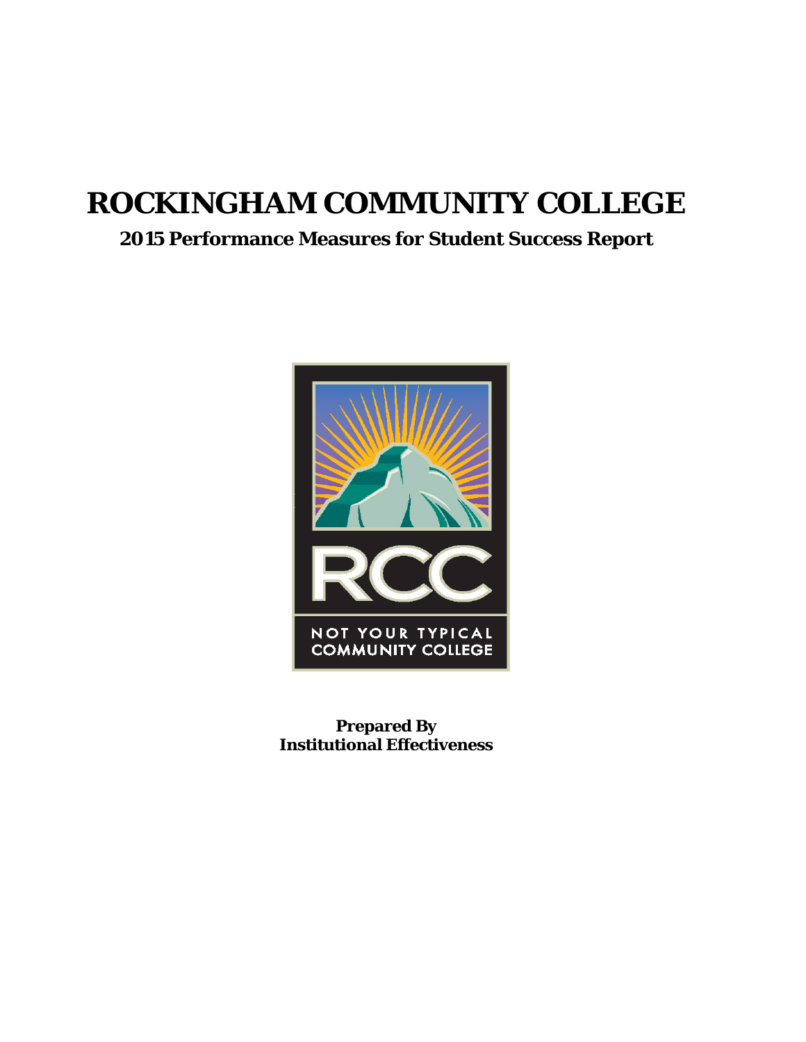# ROCKINGHAM COMMUNITY COLLEGE

## 2015 Performance Measures for Student Success Report

**Prepared By**
**Institutional Effectiveness**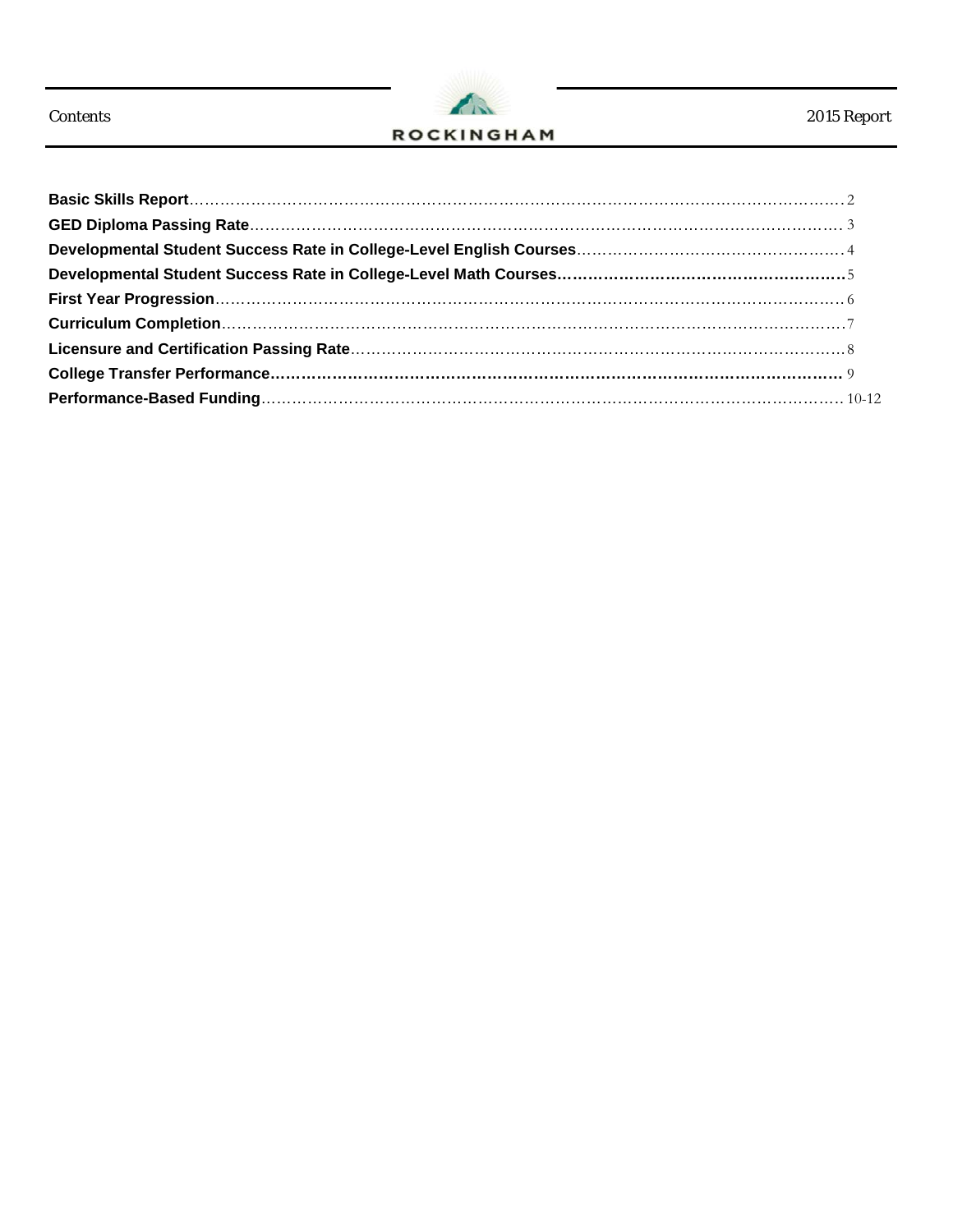# Contents

**Basic Skills Report** .......... 2
**GED Diploma Passing Rate** .......... 3
**Developmental Student Success Rate in College-Level English Courses** .......... 4
**Developmental Student Success Rate in College-Level Math Courses** .......... 5
**First Year Progression** .......... 6
**Curriculum Completion** .......... 7
**Licensure and Certification Passing Rate** .......... 8
**College Transfer Performance** .......... 9
**Performance-Based Funding** .......... 10-12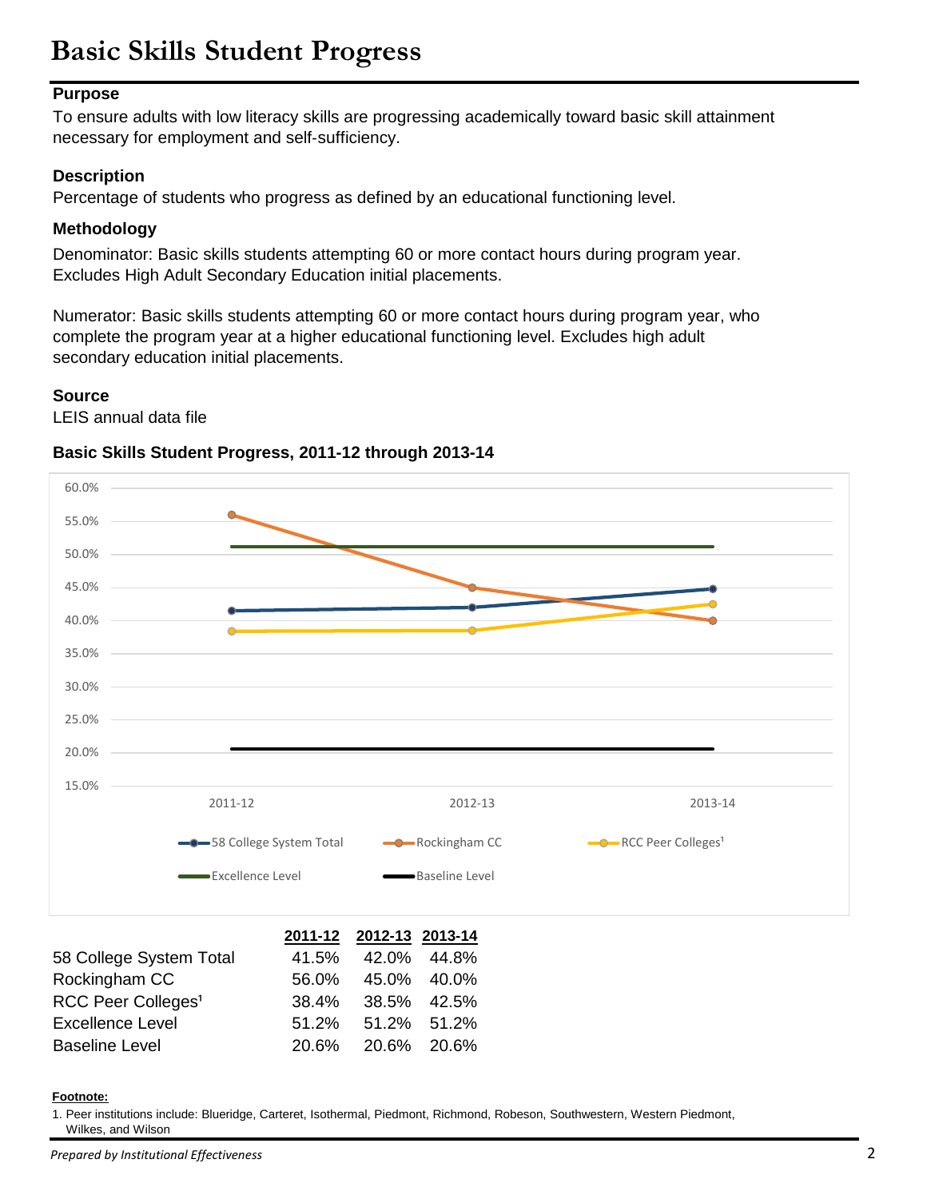# Basic Skills Student Progress

### Purpose

To ensure adults with low literacy skills are progressing academically toward basic skill attainment necessary for employment and self-sufficiency.

### Description

Percentage of students who progress as defined by an educational functioning level.

### Methodology

Denominator: Basic skills students attempting 60 or more contact hours during program year. Excludes High Adult Secondary Education initial placements.

Numerator: Basic skills students attempting 60 or more contact hours during program year, who complete the program year at a higher educational functioning level. Excludes high adult secondary education initial placements.

### Source

LEIS annual data file

### Basic Skills Student Progress, 2011-12 through 2013-14

| | 2011-12 | 2012-13 | 2013-14 |
|---|---|---|---|
| 58 College System Total | 41.5% | 42.0% | 44.8% |
| Rockingham CC | 56.0% | 45.0% | 40.0% |
| RCC Peer Colleges[1] | 38.4% | 38.5% | 42.5% |
| Excellence Level | 51.2% | 51.2% | 51.2% |
| Baseline Level | 20.6% | 20.6% | 20.6% |

**Footnote:**

1. Peer institutions include: Blueridge, Carteret, Isothermal, Piedmont, Richmond, Robeson, Southwestern, Western Piedmont, Wilkes, and Wilson

*Prepared by Institutional Effectiveness*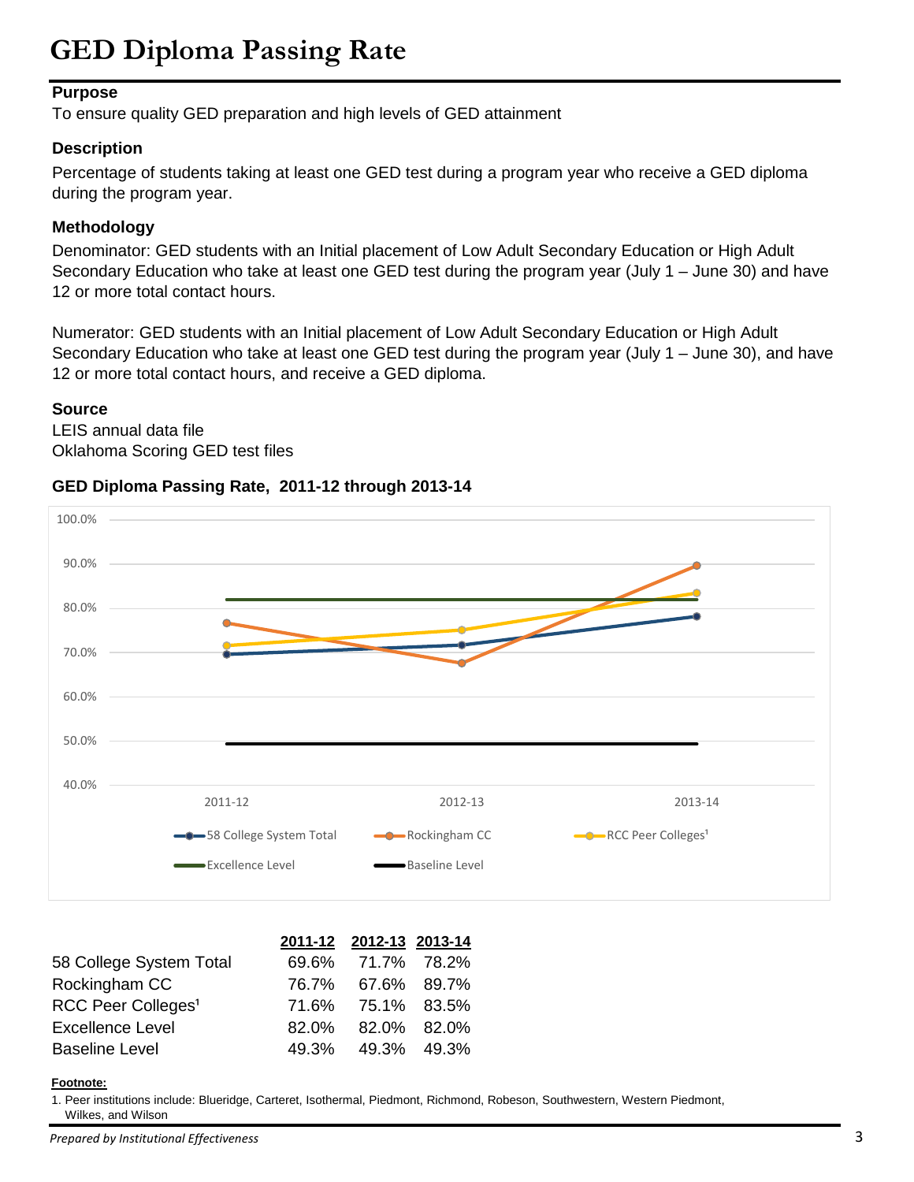# GED Diploma Passing Rate

### Purpose

To ensure quality GED preparation and high levels of GED attainment

### Description

Percentage of students taking at least one GED test during a program year who receive a GED diploma during the program year.

### Methodology

Denominator: GED students with an Initial placement of Low Adult Secondary Education or High Adult Secondary Education who take at least one GED test during the program year (July 1 – June 30) and have 12 or more total contact hours.

Numerator: GED students with an Initial placement of Low Adult Secondary Education or High Adult Secondary Education who take at least one GED test during the program year (July 1 – June 30), and have 12 or more total contact hours, and receive a GED diploma.

### Source

LEIS annual data file
Oklahoma Scoring GED test files

### GED Diploma Passing Rate, 2011-12 through 2013-14

| | 2011-12 | 2012-13 | 2013-14 |
|---|---|---|---|
| 58 College System Total | 69.6% | 71.7% | 78.2% |
| Rockingham CC | 76.7% | 67.6% | 89.7% |
| RCC Peer Colleges[1] | 71.6% | 75.1% | 83.5% |
| Excellence Level | 82.0% | 82.0% | 82.0% |
| Baseline Level | 49.3% | 49.3% | 49.3% |

**Footnote:**

1. Peer institutions include: Blueridge, Carteret, Isothermal, Piedmont, Richmond, Robeson, Southwestern, Western Piedmont, Wilkes, and Wilson

*Prepared by Institutional Effectiveness*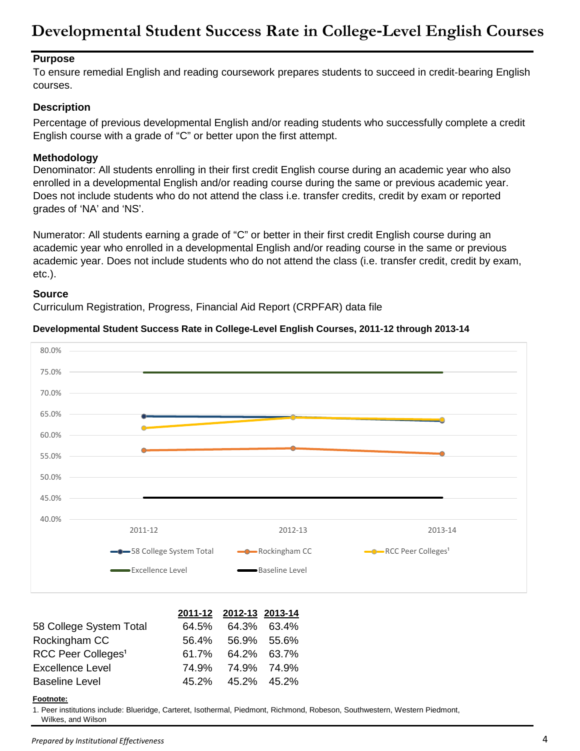# Developmental Student Success Rate in College-Level English Courses

### Purpose

To ensure remedial English and reading coursework prepares students to succeed in credit-bearing English courses.

### Description

Percentage of previous developmental English and/or reading students who successfully complete a credit English course with a grade of "C" or better upon the first attempt.

### Methodology

Denominator: All students enrolling in their first credit English course during an academic year who also enrolled in a developmental English and/or reading course during the same or previous academic year. Does not include students who do not attend the class i.e. transfer credits, credit by exam or reported grades of 'NA' and 'NS'.

Numerator: All students earning a grade of "C" or better in their first credit English course during an academic year who enrolled in a developmental English and/or reading course in the same or previous academic year. Does not include students who do not attend the class (i.e. transfer credit, credit by exam, etc.).

### Source

Curriculum Registration, Progress, Financial Aid Report (CRPFAR) data file

**Developmental Student Success Rate in College-Level English Courses, 2011-12 through 2013-14**

| | 2011-12 | 2012-13 | 2013-14 |
|---|---|---|---|
| 58 College System Total | 64.5% | 64.3% | 63.4% |
| Rockingham CC | 56.4% | 56.9% | 55.6% |
| RCC Peer Colleges[1] | 61.7% | 64.2% | 63.7% |
| Excellence Level | 74.9% | 74.9% | 74.9% |
| Baseline Level | 45.2% | 45.2% | 45.2% |

**Footnote:**

1. Peer institutions include: Blueridge, Carteret, Isothermal, Piedmont, Richmond, Robeson, Southwestern, Western Piedmont, Wilkes, and Wilson

*Prepared by Institutional Effectiveness*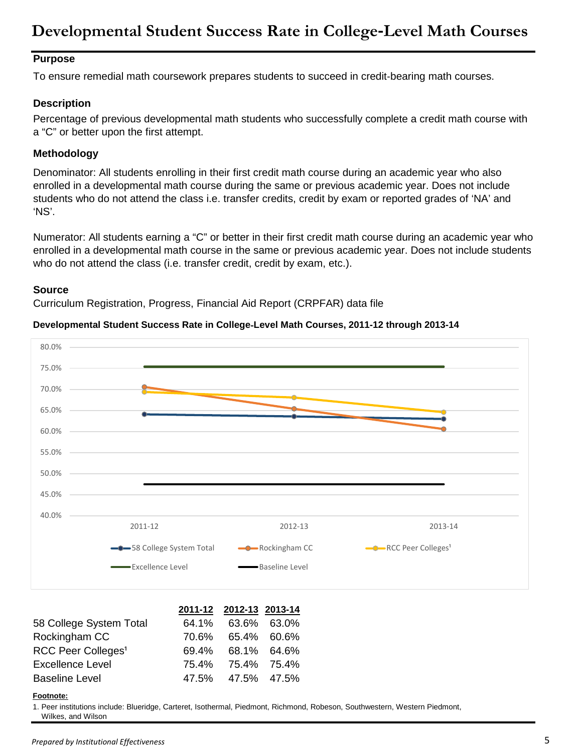# Developmental Student Success Rate in College-Level Math Courses

### Purpose

To ensure remedial math coursework prepares students to succeed in credit-bearing math courses.

### Description

Percentage of previous developmental math students who successfully complete a credit math course with a “C” or better upon the first attempt.

### Methodology

Denominator: All students enrolling in their first credit math course during an academic year who also enrolled in a developmental math course during the same or previous academic year. Does not include students who do not attend the class i.e. transfer credits, credit by exam or reported grades of ‘NA’ and ‘NS’.

Numerator: All students earning a “C” or better in their first credit math course during an academic year who enrolled in a developmental math course in the same or previous academic year. Does not include students who do not attend the class (i.e. transfer credit, credit by exam, etc.).

### Source

Curriculum Registration, Progress, Financial Aid Report (CRPFAR) data file

**Developmental Student Success Rate in College-Level Math Courses, 2011-12 through 2013-14**

| | 2011-12 | 2012-13 | 2013-14 |
|---|---|---|---|
| 58 College System Total | 64.1% | 63.6% | 63.0% |
| Rockingham CC | 70.6% | 65.4% | 60.6% |
| RCC Peer Colleges[1] | 69.4% | 68.1% | 64.6% |
| Excellence Level | 75.4% | 75.4% | 75.4% |
| Baseline Level | 47.5% | 47.5% | 47.5% |

**Footnote:**

1. Peer institutions include: Blueridge, Carteret, Isothermal, Piedmont, Richmond, Robeson, Southwestern, Western Piedmont, Wilkes, and Wilson

*Prepared by Institutional Effectiveness*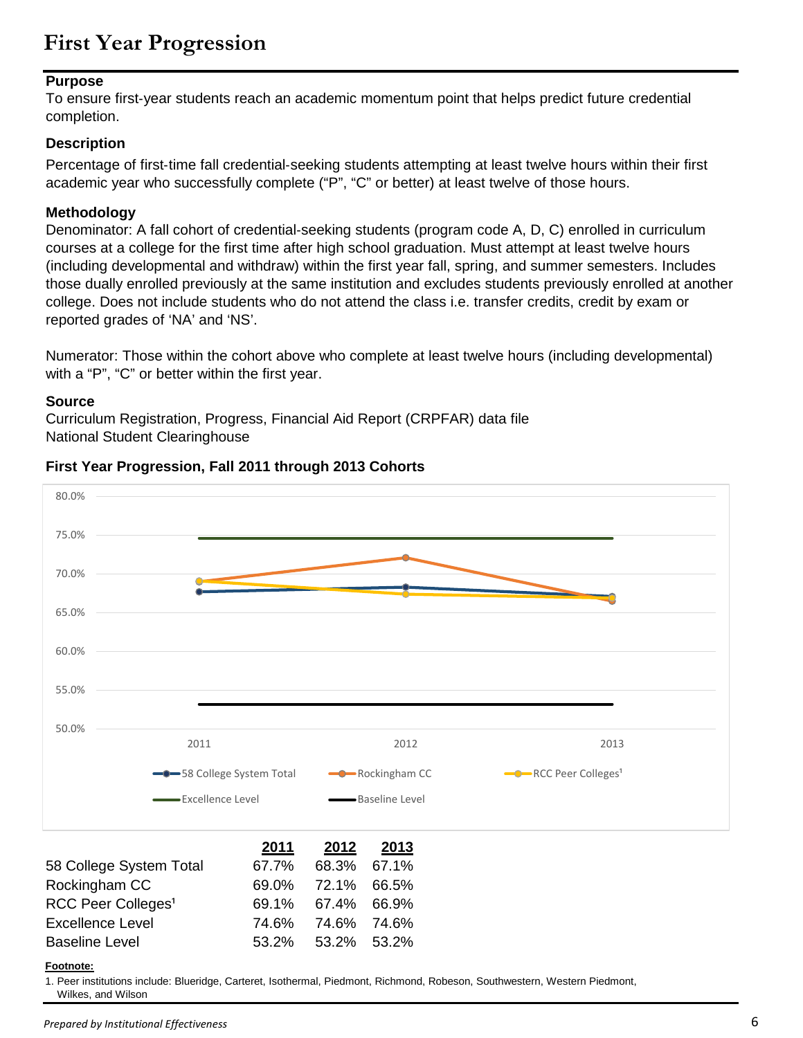# First Year Progression

### Purpose

To ensure first-year students reach an academic momentum point that helps predict future credential completion.

### Description

Percentage of first-time fall credential-seeking students attempting at least twelve hours within their first academic year who successfully complete ("P", "C" or better) at least twelve of those hours.

### Methodology

Denominator: A fall cohort of credential-seeking students (program code A, D, C) enrolled in curriculum courses at a college for the first time after high school graduation. Must attempt at least twelve hours (including developmental and withdraw) within the first year fall, spring, and summer semesters. Includes those dually enrolled previously at the same institution and excludes students previously enrolled at another college. Does not include students who do not attend the class i.e. transfer credits, credit by exam or reported grades of 'NA' and 'NS'.

Numerator: Those within the cohort above who complete at least twelve hours (including developmental) with a "P", "C" or better within the first year.

### Source

Curriculum Registration, Progress, Financial Aid Report (CRPFAR) data file
National Student Clearinghouse

### First Year Progression, Fall 2011 through 2013 Cohorts

| | 2011 | 2012 | 2013 |
|---|---|---|---|
| 58 College System Total | 67.7% | 68.3% | 67.1% |
| Rockingham CC | 69.0% | 72.1% | 66.5% |
| RCC Peer Colleges[1] | 69.1% | 67.4% | 66.9% |
| Excellence Level | 74.6% | 74.6% | 74.6% |
| Baseline Level | 53.2% | 53.2% | 53.2% |

**Footnote:**

1. Peer institutions include: Blueridge, Carteret, Isothermal, Piedmont, Richmond, Robeson, Southwestern, Western Piedmont, Wilkes, and Wilson

*Prepared by Institutional Effectiveness*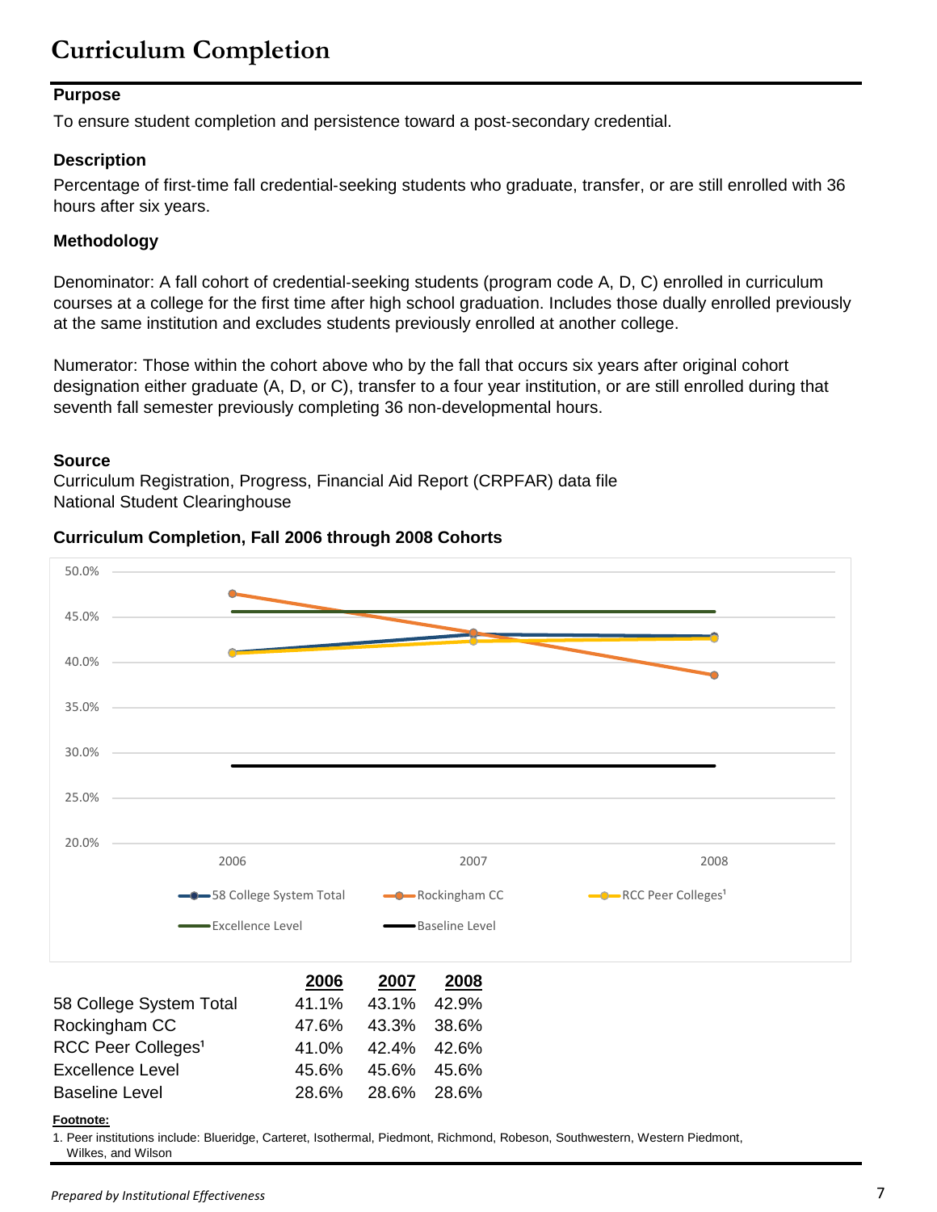# Curriculum Completion

### Purpose

To ensure student completion and persistence toward a post-secondary credential.

### Description

Percentage of first-time fall credential-seeking students who graduate, transfer, or are still enrolled with 36 hours after six years.

### Methodology

Denominator: A fall cohort of credential-seeking students (program code A, D, C) enrolled in curriculum courses at a college for the first time after high school graduation. Includes those dually enrolled previously at the same institution and excludes students previously enrolled at another college.

Numerator: Those within the cohort above who by the fall that occurs six years after original cohort designation either graduate (A, D, or C), transfer to a four year institution, or are still enrolled during that seventh fall semester previously completing 36 non-developmental hours.

### Source

Curriculum Registration, Progress, Financial Aid Report (CRPFAR) data file
National Student Clearinghouse

### Curriculum Completion, Fall 2006 through 2008 Cohorts

| | 2006 | 2007 | 2008 |
|---|---|---|---|
| 58 College System Total | 41.1% | 43.1% | 42.9% |
| Rockingham CC | 47.6% | 43.3% | 38.6% |
| RCC Peer Colleges[1] | 41.0% | 42.4% | 42.6% |
| Excellence Level | 45.6% | 45.6% | 45.6% |
| Baseline Level | 28.6% | 28.6% | 28.6% |

**Footnote:**

1. Peer institutions include: Blueridge, Carteret, Isothermal, Piedmont, Richmond, Robeson, Southwestern, Western Piedmont, Wilkes, and Wilson

*Prepared by Institutional Effectiveness*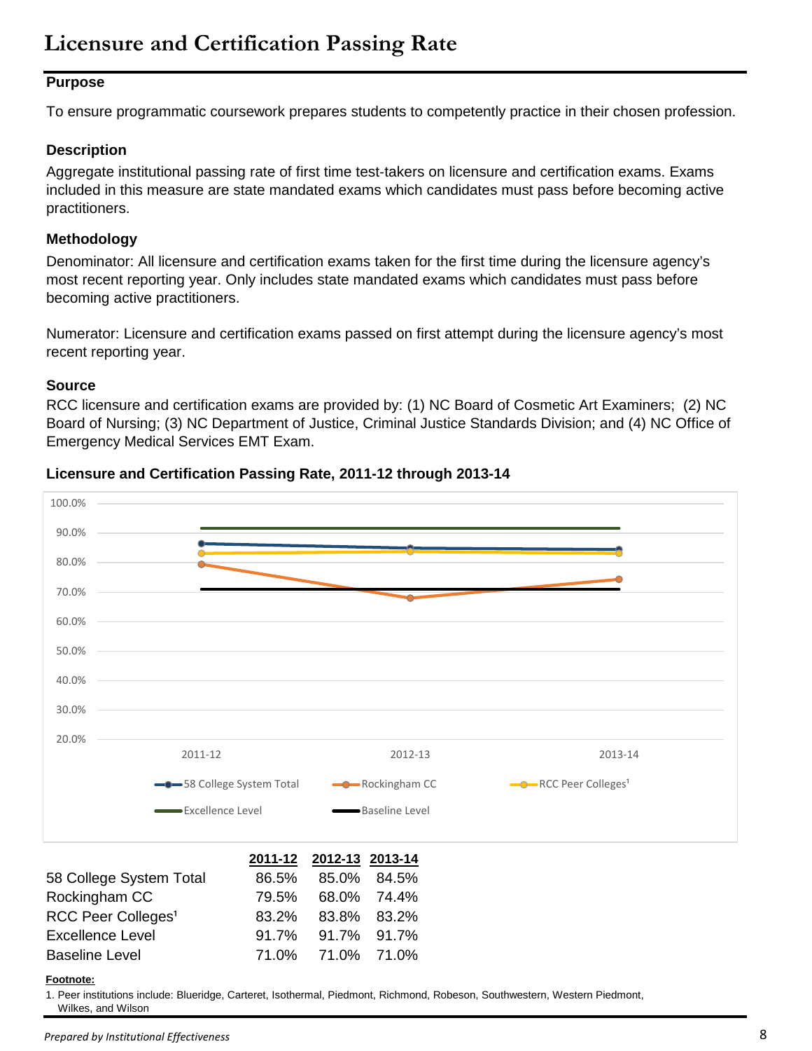# Licensure and Certification Passing Rate

### Purpose

To ensure programmatic coursework prepares students to competently practice in their chosen profession.

### Description

Aggregate institutional passing rate of first time test-takers on licensure and certification exams. Exams included in this measure are state mandated exams which candidates must pass before becoming active practitioners.

### Methodology

Denominator: All licensure and certification exams taken for the first time during the licensure agency's most recent reporting year. Only includes state mandated exams which candidates must pass before becoming active practitioners.

Numerator: Licensure and certification exams passed on first attempt during the licensure agency's most recent reporting year.

### Source

RCC licensure and certification exams are provided by: (1) NC Board of Cosmetic Art Examiners; (2) NC Board of Nursing; (3) NC Department of Justice, Criminal Justice Standards Division; and (4) NC Office of Emergency Medical Services EMT Exam.

### Licensure and Certification Passing Rate, 2011-12 through 2013-14

| | 2011-12 | 2012-13 | 2013-14 |
|---|---|---|---|
| 58 College System Total | 86.5% | 85.0% | 84.5% |
| Rockingham CC | 79.5% | 68.0% | 74.4% |
| RCC Peer Colleges[1] | 83.2% | 83.8% | 83.2% |
| Excellence Level | 91.7% | 91.7% | 91.7% |
| Baseline Level | 71.0% | 71.0% | 71.0% |

**Footnote:**

1. Peer institutions include: Blueridge, Carteret, Isothermal, Piedmont, Richmond, Robeson, Southwestern, Western Piedmont, Wilkes, and Wilson

*Prepared by Institutional Effectiveness*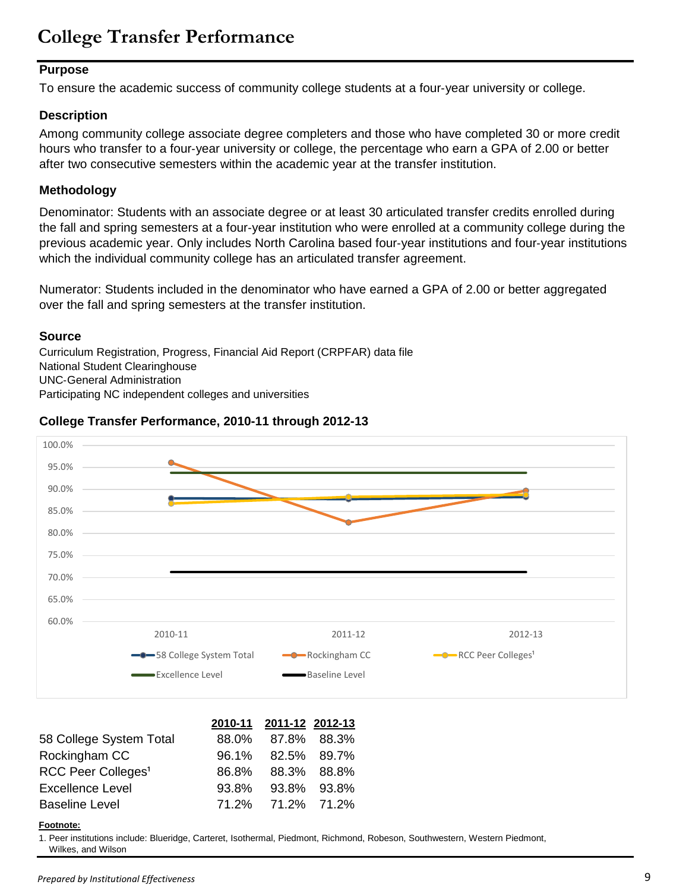# College Transfer Performance

**Purpose**

To ensure the academic success of community college students at a four-year university or college.

**Description**

Among community college associate degree completers and those who have completed 30 or more credit hours who transfer to a four-year university or college, the percentage who earn a GPA of 2.00 or better after two consecutive semesters within the academic year at the transfer institution.

**Methodology**

Denominator: Students with an associate degree or at least 30 articulated transfer credits enrolled during the fall and spring semesters at a four-year institution who were enrolled at a community college during the previous academic year. Only includes North Carolina based four-year institutions and four-year institutions which the individual community college has an articulated transfer agreement.

Numerator: Students included in the denominator who have earned a GPA of 2.00 or better aggregated over the fall and spring semesters at the transfer institution.

**Source**

Curriculum Registration, Progress, Financial Aid Report (CRPFAR) data file
National Student Clearinghouse
UNC-General Administration
Participating NC independent colleges and universities

**College Transfer Performance, 2010-11 through 2012-13**

| | 2010-11 | 2011-12 | 2012-13 |
|---|---|---|---|
| 58 College System Total | 88.0% | 87.8% | 88.3% |
| Rockingham CC | 96.1% | 82.5% | 89.7% |
| RCC Peer Colleges[1] | 86.8% | 88.3% | 88.8% |
| Excellence Level | 93.8% | 93.8% | 93.8% |
| Baseline Level | 71.2% | 71.2% | 71.2% |

**Footnote:**

1. Peer institutions include: Blueridge, Carteret, Isothermal, Piedmont, Richmond, Robeson, Southwestern, Western Piedmont, Wilkes, and Wilson

*Prepared by Institutional Effectiveness*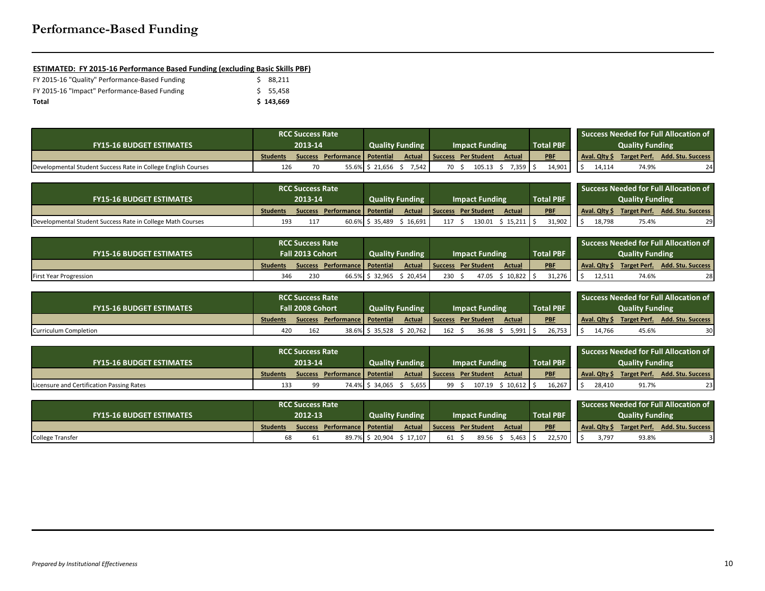# Performance-Based Funding

**ESTIMATED: FY 2015-16 Performance Based Funding (excluding Basic Skills PBF)**

| | |
|---|---|
| FY 2015-16 "Quality" Performance-Based Funding | $ 88,211 |
| FY 2015-16 "Impact" Performance-Based Funding | $ 55,458 |
| **Total** | **$ 143,669** |

| FY15-16 BUDGET ESTIMATES | RCC Success Rate 2013-14 | | | Quality Funding | | Impact Funding | | | Total PBF | Success Needed for Full Allocation of Quality Funding | | |
|---|---|---|---|---|---|---|---|---|---|---|---|---|
| | Students | Success | Performance | Potential | Actual | Success | Per Student | Actual | PBF | Aval. Qlty $ | Target Perf. | Add. Stu. Success |
| Developmental Student Success Rate in College English Courses | 126 | 70 | 55.6% | $ 21,656 | $ 7,542 | 70 | $ 105.13 | $ 7,359 | $ 14,901 | $ 14,114 | 74.9% | 24 |

| FY15-16 BUDGET ESTIMATES | RCC Success Rate 2013-14 | | | Quality Funding | | Impact Funding | | | Total PBF | Success Needed for Full Allocation of Quality Funding | | |
|---|---|---|---|---|---|---|---|---|---|---|---|---|
| | Students | Success | Performance | Potential | Actual | Success | Per Student | Actual | PBF | Aval. Qlty $ | Target Perf. | Add. Stu. Success |
| Developmental Student Success Rate in College Math Courses | 193 | 117 | 60.6% | $ 35,489 | $ 16,691 | 117 | $ 130.01 | $ 15,211 | $ 31,902 | $ 18,798 | 75.4% | 29 |

| FY15-16 BUDGET ESTIMATES | RCC Success Rate Fall 2013 Cohort | | | Quality Funding | | Impact Funding | | | Total PBF | Success Needed for Full Allocation of Quality Funding | | |
|---|---|---|---|---|---|---|---|---|---|---|---|---|
| | Students | Success | Performance | Potential | Actual | Success | Per Student | Actual | PBF | Aval. Qlty $ | Target Perf. | Add. Stu. Success |
| First Year Progression | 346 | 230 | 66.5% | $ 32,965 | $ 20,454 | 230 | $ 47.05 | $ 10,822 | $ 31,276 | $ 12,511 | 74.6% | 28 |

| FY15-16 BUDGET ESTIMATES | RCC Success Rate Fall 2008 Cohort | | | Quality Funding | | Impact Funding | | | Total PBF | Success Needed for Full Allocation of Quality Funding | | |
|---|---|---|---|---|---|---|---|---|---|---|---|---|
| | Students | Success | Performance | Potential | Actual | Success | Per Student | Actual | PBF | Aval. Qlty $ | Target Perf. | Add. Stu. Success |
| Curriculum Completion | 420 | 162 | 38.6% | $ 35,528 | $ 20,762 | 162 | $ 36.98 | $ 5,991 | $ 26,753 | $ 14,766 | 45.6% | 30 |

| FY15-16 BUDGET ESTIMATES | RCC Success Rate 2013-14 | | | Quality Funding | | Impact Funding | | | Total PBF | Success Needed for Full Allocation of Quality Funding | | |
|---|---|---|---|---|---|---|---|---|---|---|---|---|
| | Students | Success | Performance | Potential | Actual | Success | Per Student | Actual | PBF | Aval. Qlty $ | Target Perf. | Add. Stu. Success |
| Licensure and Certification Passing Rates | 133 | 99 | 74.4% | $ 34,065 | $ 5,655 | 99 | $ 107.19 | $ 10,612 | $ 16,267 | $ 28,410 | 91.7% | 23 |

| FY15-16 BUDGET ESTIMATES | RCC Success Rate 2012-13 | | | Quality Funding | | Impact Funding | | | Total PBF | Success Needed for Full Allocation of Quality Funding | | |
|---|---|---|---|---|---|---|---|---|---|---|---|---|
| | Students | Success | Performance | Potential | Actual | Success | Per Student | Actual | PBF | Aval. Qlty $ | Target Perf. | Add. Stu. Success |
| College Transfer | 68 | 61 | 89.7% | $ 20,904 | $ 17,107 | 61 | $ 89.56 | $ 5,463 | $ 22,570 | $ 3,797 | 93.8% | 3 |

*Prepared by Institutional Effectiveness*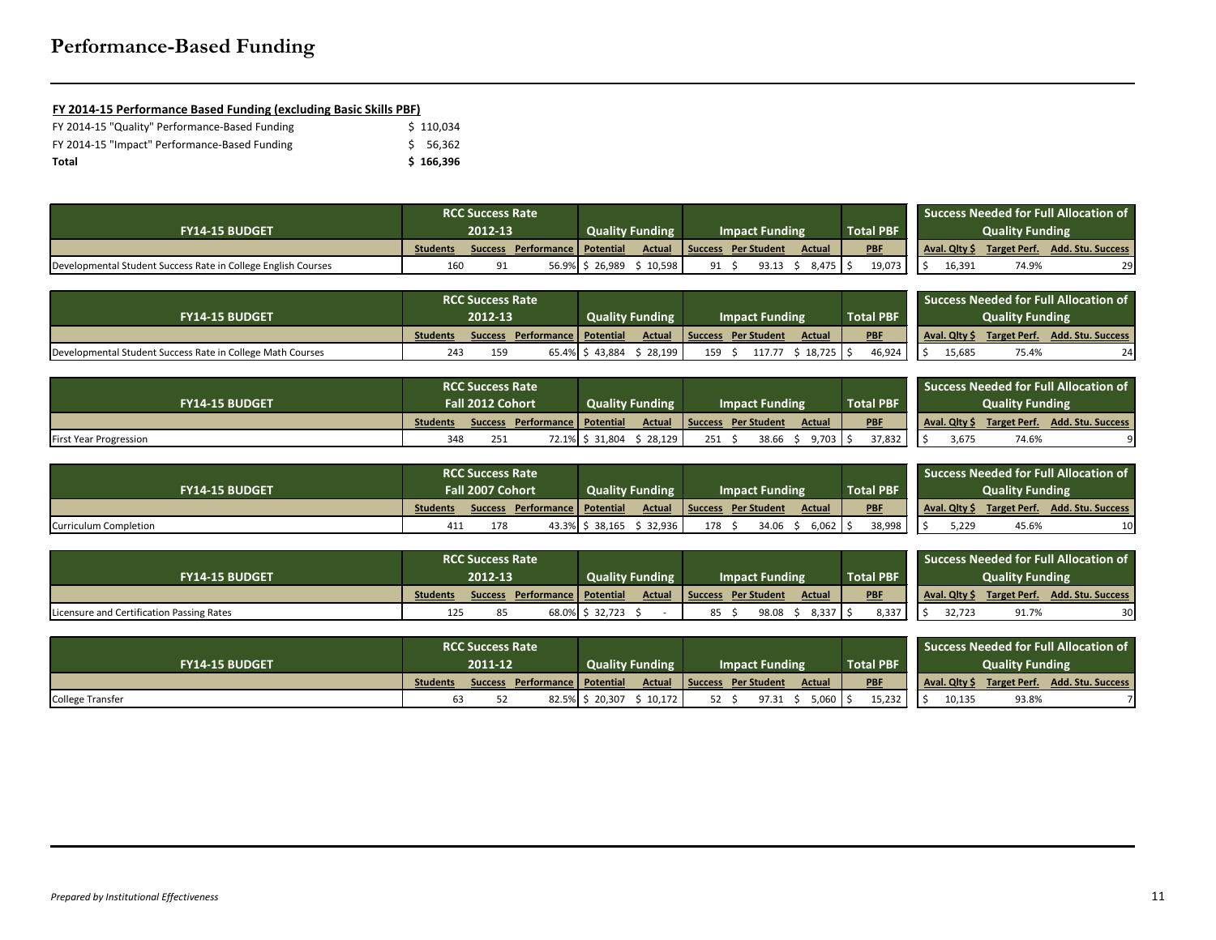# Performance-Based Funding

**FY 2014-15 Performance Based Funding (excluding Basic Skills PBF)**

| | |
|---|---|
| FY 2014-15 "Quality" Performance-Based Funding | $ 110,034 |
| FY 2014-15 "Impact" Performance-Based Funding | $ 56,362 |
| **Total** | **$ 166,396** |

| FY14-15 BUDGET | RCC Success Rate 2012-13 | | | Quality Funding | | Impact Funding | | | Total PBF | Success Needed for Full Allocation of Quality Funding | | |
|---|---|---|---|---|---|---|---|---|---|---|---|---|
| | Students | Success | Performance | Potential | Actual | Success | Per Student | Actual | PBF | Aval. Qlty $ | Target Perf. | Add. Stu. Success |
| Developmental Student Success Rate in College English Courses | 160 | 91 | 56.9% | $ 26,989 | $ 10,598 | 91 | $ 93.13 | $ 8,475 | $ 19,073 | $ 16,391 | 74.9% | 29 |

| FY14-15 BUDGET | RCC Success Rate 2012-13 | | | Quality Funding | | Impact Funding | | | Total PBF | Success Needed for Full Allocation of Quality Funding | | |
|---|---|---|---|---|---|---|---|---|---|---|---|---|
| | Students | Success | Performance | Potential | Actual | Success | Per Student | Actual | PBF | Aval. Qlty $ | Target Perf. | Add. Stu. Success |
| Developmental Student Success Rate in College Math Courses | 243 | 159 | 65.4% | $ 43,884 | $ 28,199 | 159 | $ 117.77 | $ 18,725 | $ 46,924 | $ 15,685 | 75.4% | 24 |

| FY14-15 BUDGET | RCC Success Rate Fall 2012 Cohort | | | Quality Funding | | Impact Funding | | | Total PBF | Success Needed for Full Allocation of Quality Funding | | |
|---|---|---|---|---|---|---|---|---|---|---|---|---|
| | Students | Success | Performance | Potential | Actual | Success | Per Student | Actual | PBF | Aval. Qlty $ | Target Perf. | Add. Stu. Success |
| First Year Progression | 348 | 251 | 72.1% | $ 31,804 | $ 28,129 | 251 | $ 38.66 | $ 9,703 | $ 37,832 | $ 3,675 | 74.6% | 9 |

| FY14-15 BUDGET | RCC Success Rate Fall 2007 Cohort | | | Quality Funding | | Impact Funding | | | Total PBF | Success Needed for Full Allocation of Quality Funding | | |
|---|---|---|---|---|---|---|---|---|---|---|---|---|
| | Students | Success | Performance | Potential | Actual | Success | Per Student | Actual | PBF | Aval. Qlty $ | Target Perf. | Add. Stu. Success |
| Curriculum Completion | 411 | 178 | 43.3% | $ 38,165 | $ 32,936 | 178 | $ 34.06 | $ 6,062 | $ 38,998 | $ 5,229 | 45.6% | 10 |

| FY14-15 BUDGET | RCC Success Rate 2012-13 | | | Quality Funding | | Impact Funding | | | Total PBF | Success Needed for Full Allocation of Quality Funding | | |
|---|---|---|---|---|---|---|---|---|---|---|---|---|
| | Students | Success | Performance | Potential | Actual | Success | Per Student | Actual | PBF | Aval. Qlty $ | Target Perf. | Add. Stu. Success |
| Licensure and Certification Passing Rates | 125 | 85 | 68.0% | $ 32,723 | $ - | 85 | $ 98.08 | $ 8,337 | $ 8,337 | $ 32,723 | 91.7% | 30 |

| FY14-15 BUDGET | RCC Success Rate 2011-12 | | | Quality Funding | | Impact Funding | | | Total PBF | Success Needed for Full Allocation of Quality Funding | | |
|---|---|---|---|---|---|---|---|---|---|---|---|---|
| | Students | Success | Performance | Potential | Actual | Success | Per Student | Actual | PBF | Aval. Qlty $ | Target Perf. | Add. Stu. Success |
| College Transfer | 63 | 52 | 82.5% | $ 20,307 | $ 10,172 | 52 | $ 97.31 | $ 5,060 | $ 15,232 | $ 10,135 | 93.8% | 7 |

*Prepared by Institutional Effectiveness*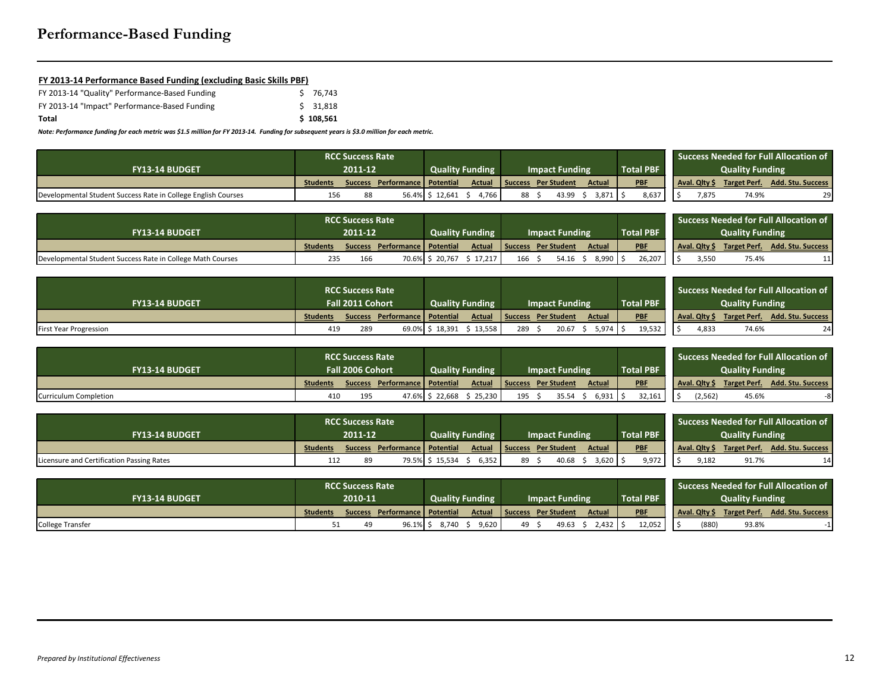# Performance-Based Funding

**FY 2013-14 Performance Based Funding (excluding Basic Skills PBF)**

| | |
|---|---|
| FY 2013-14 "Quality" Performance-Based Funding | $ 76,743 |
| FY 2013-14 "Impact" Performance-Based Funding | $ 31,818 |
| **Total** | **$ 108,561** |

*Note: Performance funding for each metric was $1.5 million for FY 2013-14. Funding for subsequent years is $3.0 million for each metric.*

| FY13-14 BUDGET | RCC Success Rate 2011-12 | | | Quality Funding | | Impact Funding | | | Total PBF | Success Needed for Full Allocation of Quality Funding | | |
|---|---|---|---|---|---|---|---|---|---|---|---|---|
| | Students | Success | Performance | Potential | Actual | Success | Per Student | Actual | PBF | Aval. Qlty $ | Target Perf. | Add. Stu. Success |
| Developmental Student Success Rate in College English Courses | 156 | 88 | 56.4% | $ 12,641 | $ 4,766 | 88 | $ 43.99 | $ 3,871 | $ 8,637 | $ 7,875 | 74.9% | 29 |

| FY13-14 BUDGET | RCC Success Rate 2011-12 | | | Quality Funding | | Impact Funding | | | Total PBF | Success Needed for Full Allocation of Quality Funding | | |
|---|---|---|---|---|---|---|---|---|---|---|---|---|
| | Students | Success | Performance | Potential | Actual | Success | Per Student | Actual | PBF | Aval. Qlty $ | Target Perf. | Add. Stu. Success |
| Developmental Student Success Rate in College Math Courses | 235 | 166 | 70.6% | $ 20,767 | $ 17,217 | 166 | $ 54.16 | $ 8,990 | $ 26,207 | $ 3,550 | 75.4% | 11 |

| FY13-14 BUDGET | RCC Success Rate Fall 2011 Cohort | | | Quality Funding | | Impact Funding | | | Total PBF | Success Needed for Full Allocation of Quality Funding | | |
|---|---|---|---|---|---|---|---|---|---|---|---|---|
| | Students | Success | Performance | Potential | Actual | Success | Per Student | Actual | PBF | Aval. Qlty $ | Target Perf. | Add. Stu. Success |
| First Year Progression | 419 | 289 | 69.0% | $ 18,391 | $ 13,558 | 289 | $ 20.67 | $ 5,974 | $ 19,532 | $ 4,833 | 74.6% | 24 |

| FY13-14 BUDGET | RCC Success Rate Fall 2006 Cohort | | | Quality Funding | | Impact Funding | | | Total PBF | Success Needed for Full Allocation of Quality Funding | | |
|---|---|---|---|---|---|---|---|---|---|---|---|---|
| | Students | Success | Performance | Potential | Actual | Success | Per Student | Actual | PBF | Aval. Qlty $ | Target Perf. | Add. Stu. Success |
| Curriculum Completion | 410 | 195 | 47.6% | $ 22,668 | $ 25,230 | 195 | $ 35.54 | $ 6,931 | $ 32,161 | $ (2,562) | 45.6% | -8 |

| FY13-14 BUDGET | RCC Success Rate 2011-12 | | | Quality Funding | | Impact Funding | | | Total PBF | Success Needed for Full Allocation of Quality Funding | | |
|---|---|---|---|---|---|---|---|---|---|---|---|---|
| | Students | Success | Performance | Potential | Actual | Success | Per Student | Actual | PBF | Aval. Qlty $ | Target Perf. | Add. Stu. Success |
| Licensure and Certification Passing Rates | 112 | 89 | 79.5% | $ 15,534 | $ 6,352 | 89 | $ 40.68 | $ 3,620 | $ 9,972 | $ 9,182 | 91.7% | 14 |

| FY13-14 BUDGET | RCC Success Rate 2010-11 | | | Quality Funding | | Impact Funding | | | Total PBF | Success Needed for Full Allocation of Quality Funding | | |
|---|---|---|---|---|---|---|---|---|---|---|---|---|
| | Students | Success | Performance | Potential | Actual | Success | Per Student | Actual | PBF | Aval. Qlty $ | Target Perf. | Add. Stu. Success |
| College Transfer | 51 | 49 | 96.1% | $ 8,740 | $ 9,620 | 49 | $ 49.63 | $ 2,432 | $ 12,052 | $ (880) | 93.8% | -1 |

*Prepared by Institutional Effectiveness*